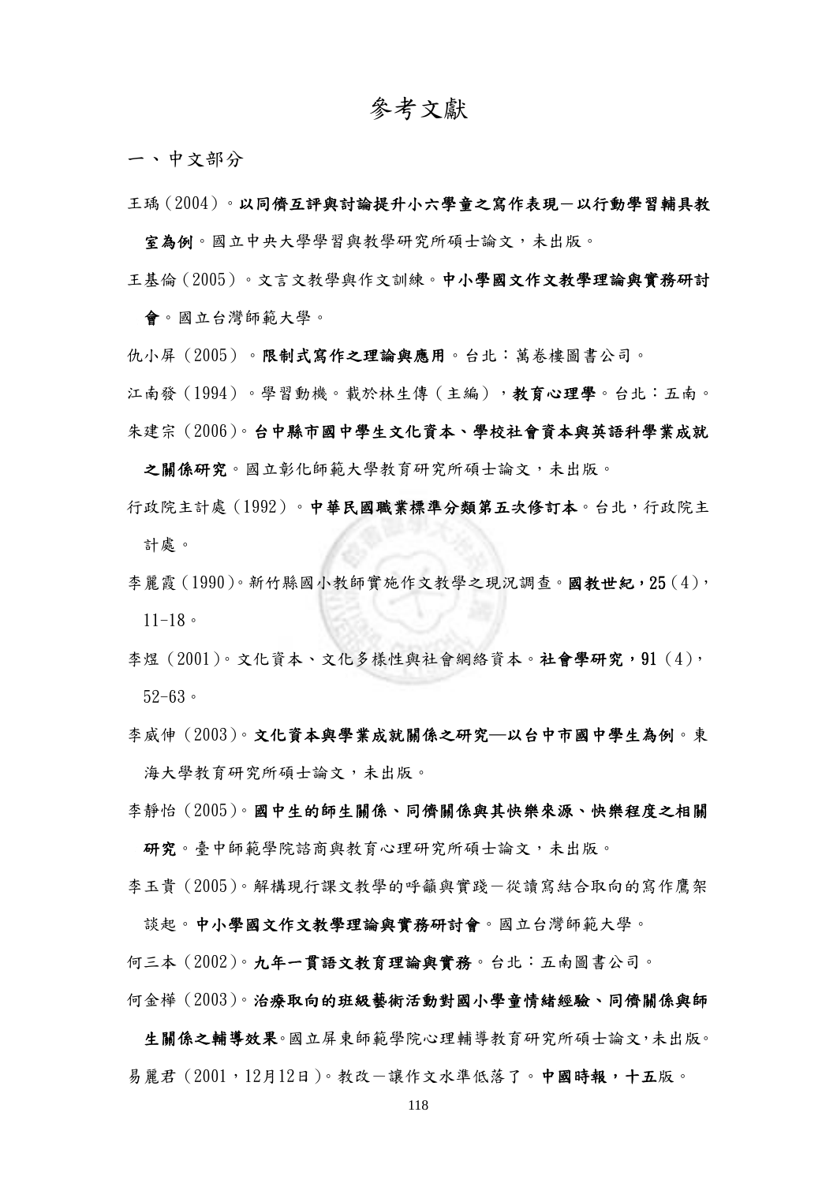# 參考文獻

## 一、中文部分

王瑀（2004）。**以同儕互評與討論提升小六學童之寫作表現－以行動學習輔具教室為例**。國立中央大學學習與教學研究所碩士論文，未出版。

王基倫（2005）。文言文教學與作文訓練。**中小學國文作文教學理論與實務研討會**。國立台灣師範大學。

仇小屏（2005）。**限制式寫作之理論與應用**。台北：萬卷樓圖書公司。

江南發（1994）。學習動機。載於林生傳（主編），**教育心理學**。台北：五南。

朱建宗（2006）。**台中縣市國中學生文化資本、學校社會資本與英語科學業成就之關係研究**。國立彰化師範大學教育研究所碩士論文，未出版。

行政院主計處（1992）。**中華民國職業標準分類第五次修訂本**。台北，行政院主計處。

李麗霞（1990）。新竹縣國小教師實施作文教學之現況調查。**國教世紀，25**（4），11-18。

李煜（2001）。文化資本、文化多樣性與社會網絡資本。**社會學研究，91**（4），52-63。

李威伸（2003）。**文化資本與學業成就關係之研究—以台中市國中學生為例**。東海大學教育研究所碩士論文，未出版。

李靜怡（2005）。**國中生的師生關係、同儕關係與其快樂來源、快樂程度之相關研究**。臺中師範學院諮商與教育心理研究所碩士論文，未出版。

李玉貴（2005）。解構現行課文教學的呼籲與實踐－從讀寫結合取向的寫作鷹架談起。**中小學國文作文教學理論與實務研討會**。國立台灣師範大學。

何三本（2002）。**九年一貫語文教育理論與實務**。台北：五南圖書公司。

何金樺（2003）。**治療取向的班級藝術活動對國小學童情緒經驗、同儕關係與師生關係之輔導效果**。國立屏東師範學院心理輔導教育研究所碩士論文，未出版。

易麗君（2001，12月12日）。教改－讓作文水準低落了。**中國時報，十五**版。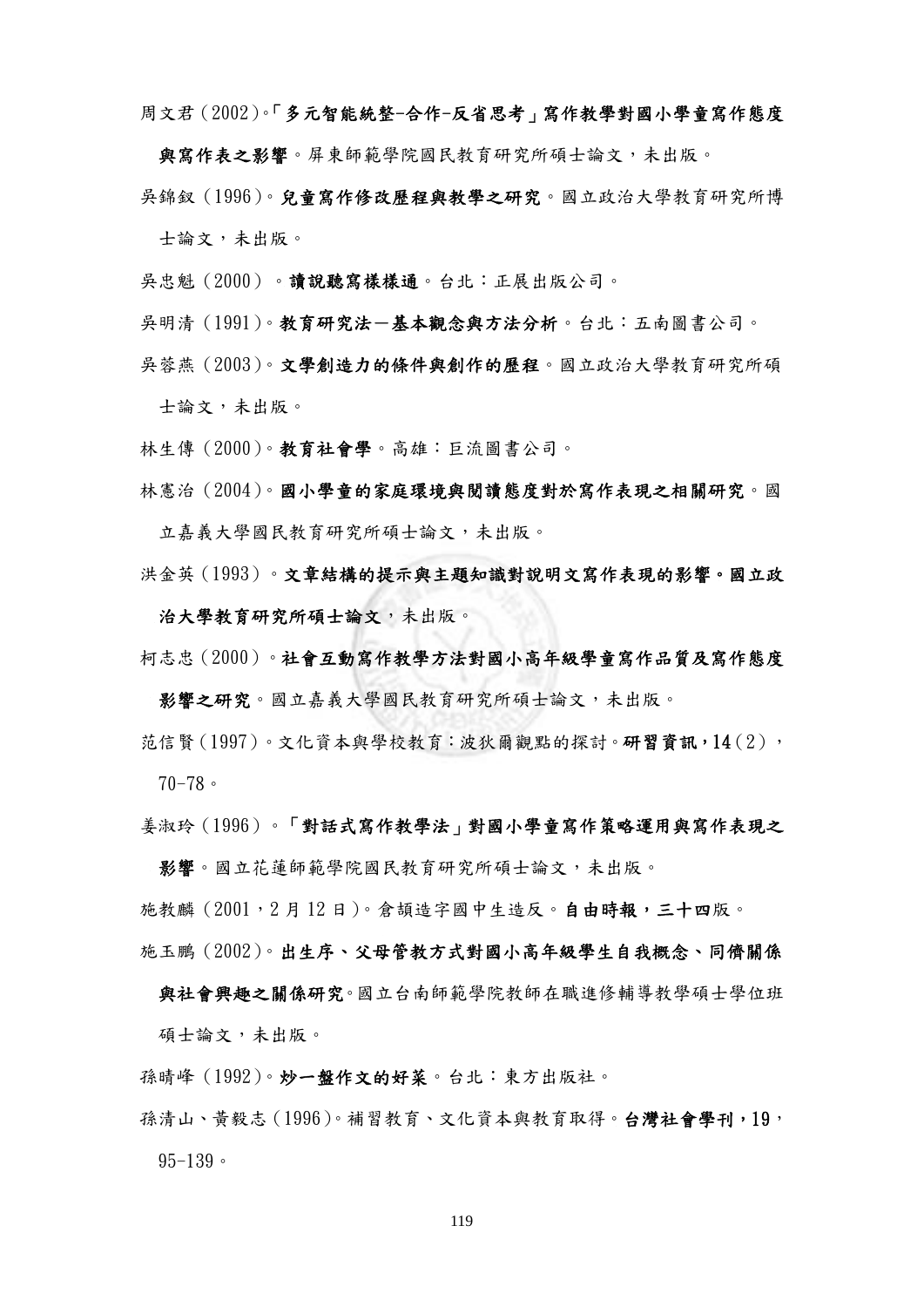周文君（2002）。**「多元智能統整-合作-反省思考」寫作教學對國小學童寫作態度與寫作表之影響**。屏東師範學院國民教育研究所碩士論文，未出版。

吳錦釵（1996）。**兒童寫作修改歷程與教學之研究**。國立政治大學教育研究所博士論文，未出版。

吳忠魁（2000）。**讀說聽寫樣樣通**。台北：正展出版公司。

吳明清（1991）。**教育研究法－基本觀念與方法分析**。台北：五南圖書公司。

吳蓉燕（2003）。**文學創造力的條件與創作的歷程**。國立政治大學教育研究所碩士論文，未出版。

林生傳（2000）。**教育社會學**。高雄：巨流圖書公司。

林憲治（2004）。**國小學童的家庭環境與閱讀態度對於寫作表現之相關研究**。國立嘉義大學國民教育研究所碩士論文，未出版。

洪金英（1993）。**文章結構的提示與主題知識對說明文寫作表現的影響。國立政治大學教育研究所碩士論文**，未出版。

柯志忠（2000）。**社會互動寫作教學方法對國小高年級學童寫作品質及寫作態度影響之研究**。國立嘉義大學國民教育研究所碩士論文，未出版。

范信賢（1997）。文化資本與學校教育：波狄爾觀點的探討。**研習資訊，14**（2），70-78。

姜淑玲（1996）。**「對話式寫作教學法」對國小學童寫作策略運用與寫作表現之影響**。國立花蓮師範學院國民教育研究所碩士論文，未出版。

施教麟（2001，2 月 12 日）。倉頡造字國中生造反。**自由時報，三十四**版。

施玉鵬（2002）。**出生序、父母管教方式對國小高年級學生自我概念、同儕關係與社會興趣之關係研究**。國立台南師範學院教師在職進修輔導教學碩士學位班碩士論文，未出版。

孫晴峰（1992）。**炒一盤作文的好菜**。台北：東方出版社。

孫清山、黃毅志（1996）。補習教育、文化資本與教育取得。**台灣社會學刊，19**，95-139。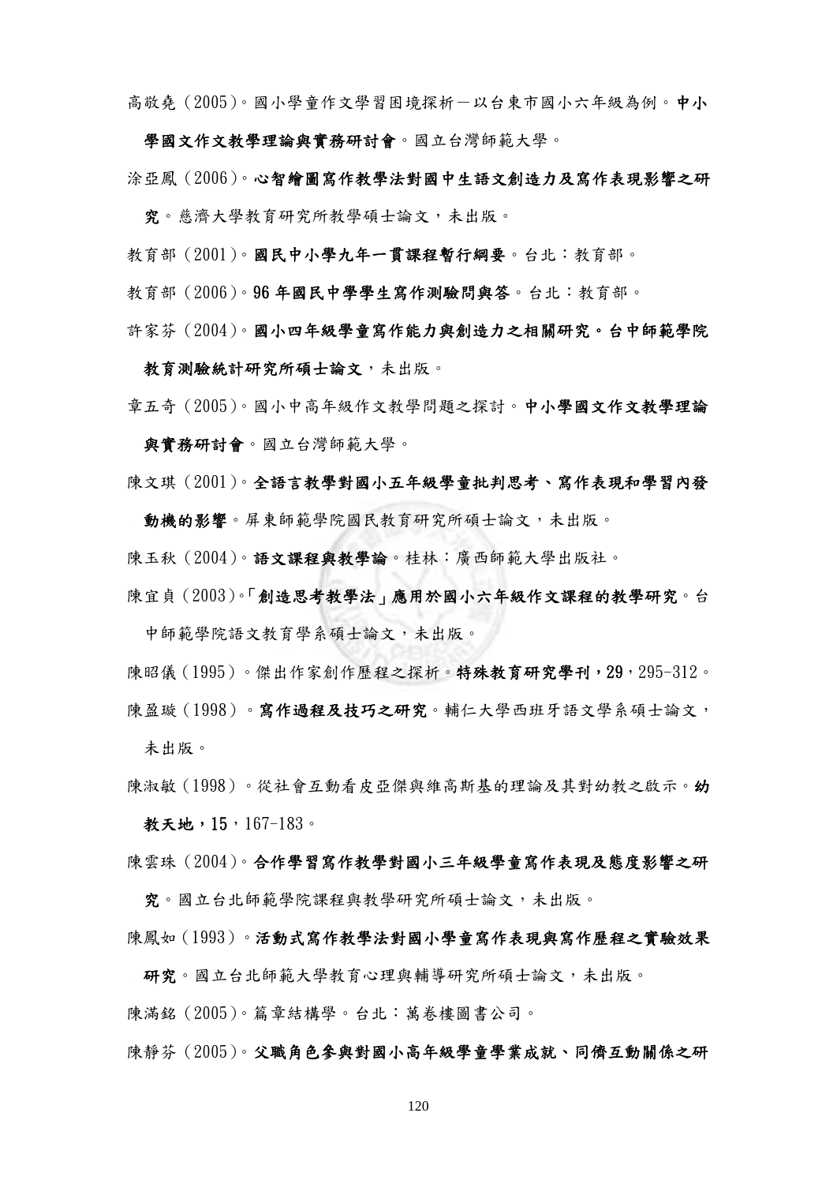高敬堯（2005）。國小學童作文學習困境探析－以台東市國小六年級為例。**中小學國文作文教學理論與實務研討會**。國立台灣師範大學。

涂亞鳳（2006）。**心智繪圖寫作教學法對國中生語文創造力及寫作表現影響之研究**。慈濟大學教育研究所教學碩士論文，未出版。

教育部（2001）。**國民中小學九年一貫課程暫行綱要**。台北：教育部。

教育部（2006）。**96 年國民中學學生寫作測驗問與答**。台北：教育部。

許家芬（2004）。**國小四年級學童寫作能力與創造力之相關研究。台中師範學院教育測驗統計研究所碩士論文**，未出版。

章五奇（2005）。國小中高年級作文教學問題之探討。**中小學國文作文教學理論與實務研討會**。國立台灣師範大學。

陳文琪（2001）。**全語言教學對國小五年級學童批判思考、寫作表現和學習內發動機的影響**。屏東師範學院國民教育研究所碩士論文，未出版。

陳玉秋（2004）。**語文課程與教學論**。桂林：廣西師範大學出版社。

陳宜貞（2003）。**「創造思考教學法」應用於國小六年級作文課程的教學研究**。台中師範學院語文教育學系碩士論文，未出版。

陳昭儀（1995）。傑出作家創作歷程之探析。**特殊教育研究學刊，29**，295-312。

陳盈璇（1998）。**寫作過程及技巧之研究**。輔仁大學西班牙語文學系碩士論文，未出版。

陳淑敏（1998）。從社會互動看皮亞傑與維高斯基的理論及其對幼教之啟示。**幼教天地，15**，167-183。

陳雲珠（2004）。**合作學習寫作教學對國小三年級學童寫作表現及態度影響之研究**。國立台北師範學院課程與教學研究所碩士論文，未出版。

陳鳳如（1993）。**活動式寫作教學法對國小學童寫作表現與寫作歷程之實驗效果研究**。國立台北師範大學教育心理與輔導研究所碩士論文，未出版。

陳滿銘（2005）。篇章結構學。台北：萬卷樓圖書公司。

陳靜芬（2005）。**父職角色參與對國小高年級學童學業成就、同儕互動關係之研**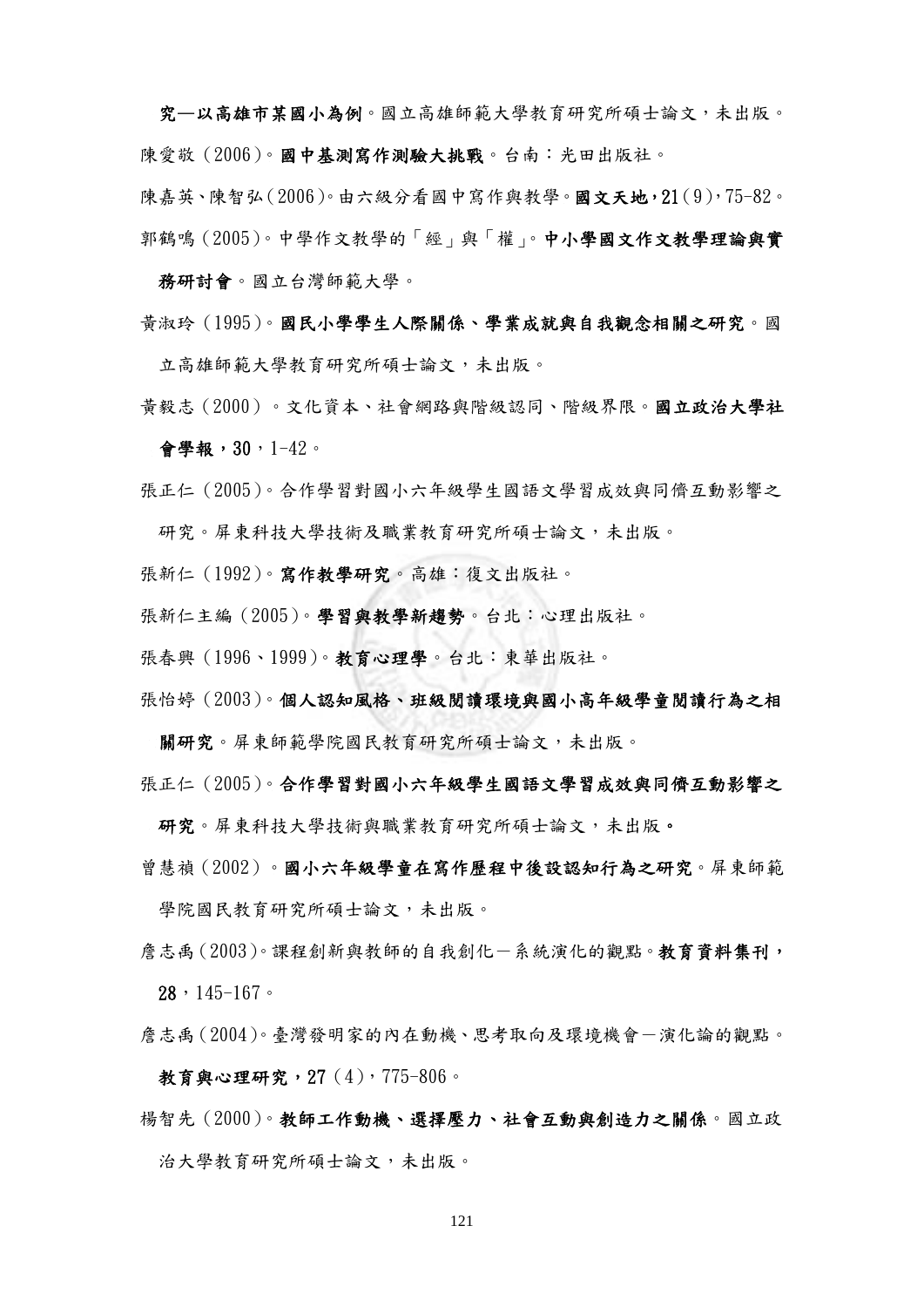**究—以高雄市某國小為例**。國立高雄師範大學教育研究所碩士論文，未出版。

陳愛敬（2006）。**國中基測寫作測驗大挑戰**。台南：光田出版社。

陳嘉英、陳智弘（2006）。由六級分看國中寫作與教學。**國文天地，21**（9），75-82。

郭鶴鳴（2005）。中學作文教學的「經」與「權」。**中小學國文作文教學理論與實務研討會**。國立台灣師範大學。

黃淑玲（1995）。**國民小學學生人際關係、學業成就與自我觀念相關之研究**。國立高雄師範大學教育研究所碩士論文，未出版。

黃毅志（2000）。文化資本、社會網路與階級認同、階級界限。**國立政治大學社會學報，30**，1-42。

張正仁（2005）。合作學習對國小六年級學生國語文學習成效與同儕互動影響之研究。屏東科技大學技術及職業教育研究所碩士論文，未出版。

張新仁（1992）。**寫作教學研究**。高雄：復文出版社。

張新仁主編（2005）。**學習與教學新趨勢**。台北：心理出版社。

張春興（1996、1999）。**教育心理學**。台北：東華出版社。

張怡婷（2003）。**個人認知風格、班級閱讀環境與國小高年級學童閱讀行為之相關研究**。屏東師範學院國民教育研究所碩士論文，未出版。

張正仁（2005）。**合作學習對國小六年級學生國語文學習成效與同儕互動影響之研究**。屏東科技大學技術與職業教育研究所碩士論文，未出版。

曾慧禎（2002）。**國小六年級學童在寫作歷程中後設認知行為之研究**。屏東師範學院國民教育研究所碩士論文，未出版。

詹志禹（2003）。課程創新與教師的自我創化－系統演化的觀點。**教育資料集刊，28**，145-167。

詹志禹（2004）。臺灣發明家的內在動機、思考取向及環境機會－演化論的觀點。**教育與心理研究，27**（4），775-806。

楊智先（2000）。**教師工作動機、選擇壓力、社會互動與創造力之關係**。國立政治大學教育研究所碩士論文，未出版。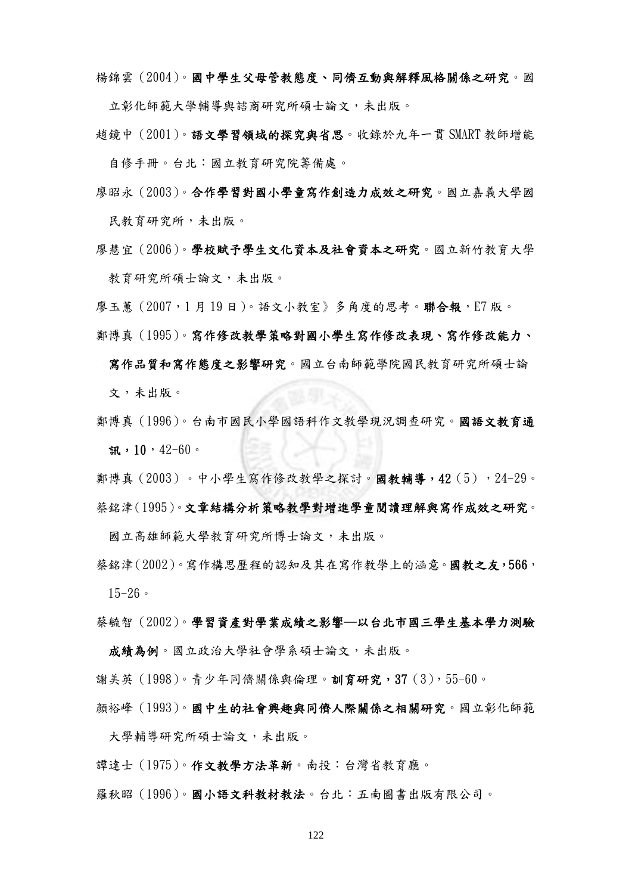楊錦雲（2004）。**國中學生父母管教態度、同儕互動與解釋風格關係之研究**。國立彰化師範大學輔導與諮商研究所碩士論文，未出版。

趙鏡中（2001）。**語文學習領域的探究與省思**。收錄於九年一貫 SMART 教師增能自修手冊。台北：國立教育研究院籌備處。

廖昭永（2003）。**合作學習對國小學童寫作創造力成效之研究**。國立嘉義大學國民教育研究所，未出版。

廖慧宜（2006）。**學校賦予學生文化資本及社會資本之研究**。國立新竹教育大學教育研究所碩士論文，未出版。

廖玉蕙（2007，1 月 19 日）。語文小教室》多角度的思考。**聯合報**，E7 版。

鄭博真（1995）。**寫作修改教學策略對國小學生寫作修改表現、寫作修改能力、寫作品質和寫作態度之影響研究**。國立台南師範學院國民教育研究所碩士論文，未出版。

鄭博真（1996）。台南市國民小學國語科作文教學現況調查研究。**國語文教育通訊，10**，42-60。

鄭博真（2003）。中小學生寫作修改教學之探討。**國教輔導，42**（5），24-29。

蔡銘津（1995）。**文章結構分析策略教學對增進學童閱讀理解與寫作成效之研究**。國立高雄師範大學教育研究所博士論文，未出版。

蔡銘津（2002）。寫作構思歷程的認知及其在寫作教學上的涵意。**國教之友，566**，15-26。

蔡毓智（2002）。**學習資產對學業成績之影響—以台北市國三學生基本學力測驗成績為例**。國立政治大學社會學系碩士論文，未出版。

謝美英（1998）。青少年同儕關係與倫理。**訓育研究，37**（3），55-60。

顏裕峰（1993）。**國中生的社會興趣與同儕人際關係之相關研究**。國立彰化師範大學輔導研究所碩士論文，未出版。

譚達士（1975）。**作文教學方法革新**。南投：台灣省教育廳。

羅秋昭（1996）。**國小語文科教材教法**。台北：五南圖書出版有限公司。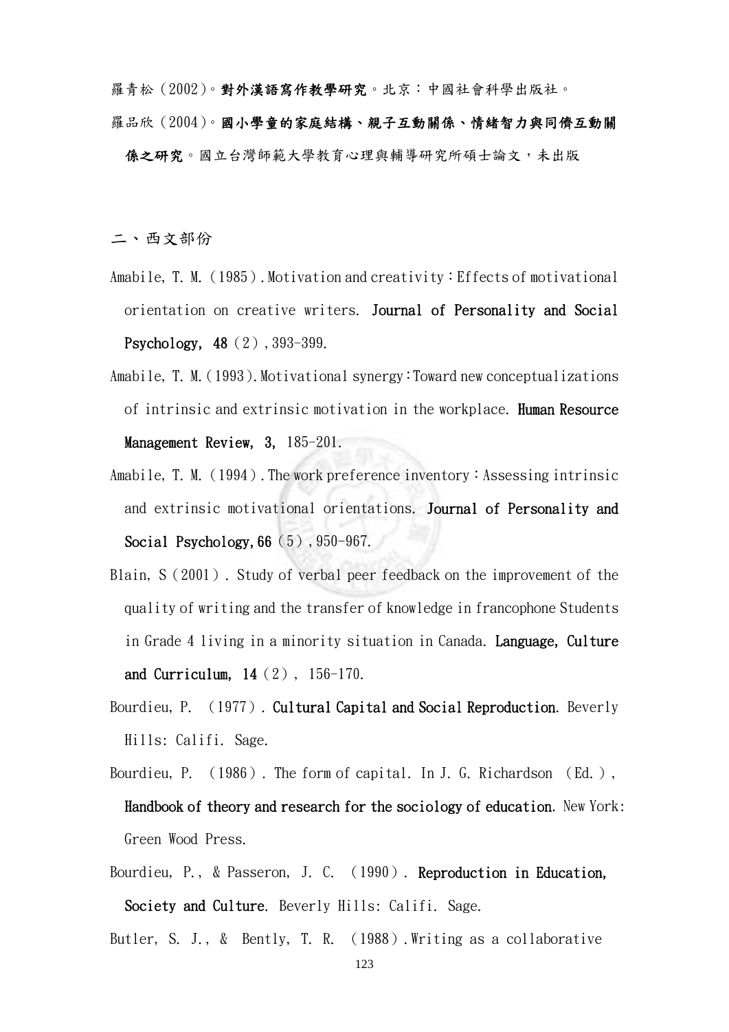羅青松（2002）。**對外漢語寫作教學研究**。北京：中國社會科學出版社。

羅品欣（2004）。**國小學童的家庭結構、親子互動關係、情緒智力與同儕互動關係之研究**。國立台灣師範大學教育心理與輔導研究所碩士論文，未出版

二、西文部份

Amabile, T. M.（1985）. Motivation and creativity：Effects of motivational orientation on creative writers. **Journal of Personality and Social Psychology, 48**（2）, 393-399.

Amabile, T. M.（1993）. Motivational synergy：Toward new conceptualizations of intrinsic and extrinsic motivation in the workplace. **Human Resource Management Review, 3**, 185-201.

Amabile, T. M.（1994）. The work preference inventory：Assessing intrinsic and extrinsic motivational orientations. **Journal of Personality and Social Psychology, 66**（5）, 950-967.

Blain, S（2001）. Study of verbal peer feedback on the improvement of the quality of writing and the transfer of knowledge in francophone Students in Grade 4 living in a minority situation in Canada. **Language, Culture and Curriculum, 14**（2）, 156-170.

Bourdieu, P. （1977）. **Cultural Capital and Social Reproduction**. Beverly Hills: Califi. Sage.

Bourdieu, P. （1986）. The form of capital. In J. G. Richardson （Ed.）, **Handbook of theory and research for the sociology of education**. New York: Green Wood Press.

Bourdieu, P., & Passeron, J. C. （1990）. **Reproduction in Education, Society and Culture**. Beverly Hills: Califi. Sage.

Butler, S. J., & Bently, T. R. （1988）. Writing as a collaborative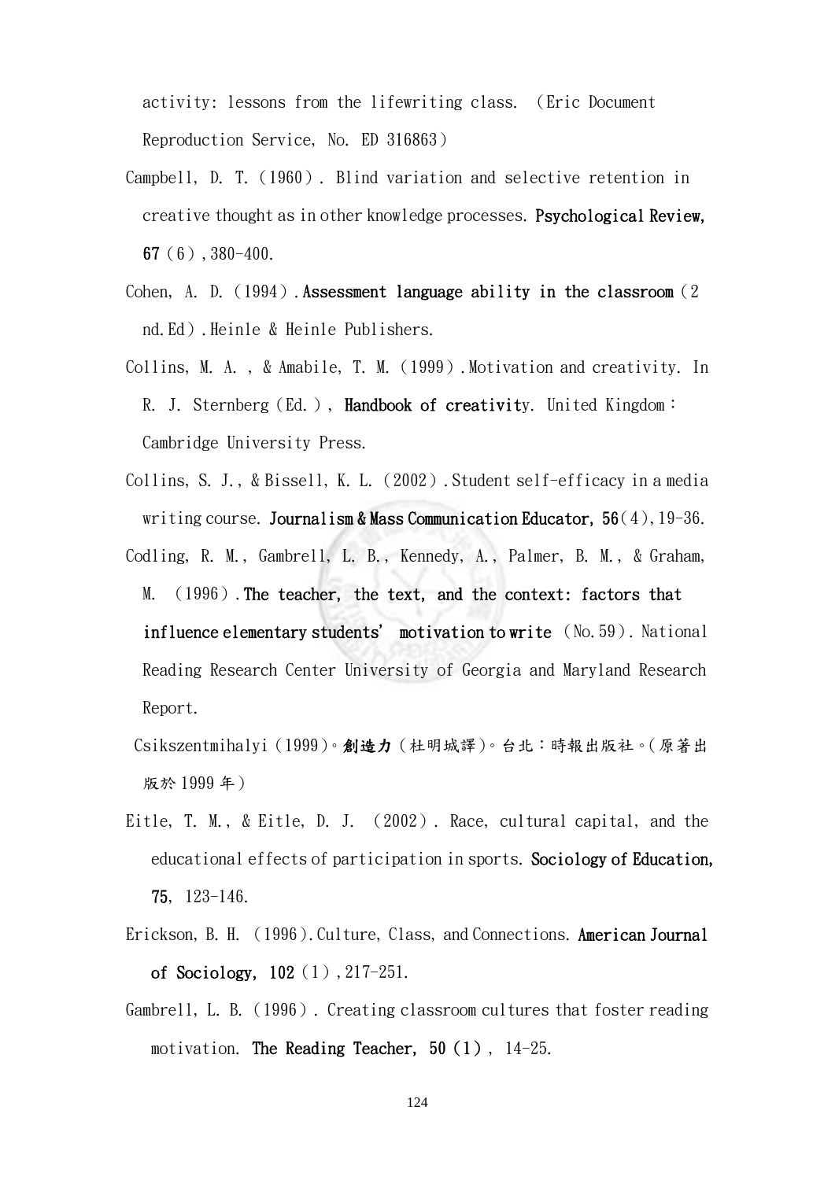activity: lessons from the lifewriting class. （Eric Document Reproduction Service, No. ED 316863）

Campbell, D. T.（1960）. Blind variation and selective retention in creative thought as in other knowledge processes. **Psychological Review, 67**（6）,380-400.

Cohen, A. D.（1994）.**Assessment language ability in the classroom**（2 nd.Ed）.Heinle & Heinle Publishers.

Collins, M. A. , & Amabile, T. M.（1999）.Motivation and creativity. In R. J. Sternberg（Ed.）, **Handbook of creativit**y. United Kingdom：Cambridge University Press.

Collins, S. J., & Bissell, K. L.（2002）.Student self-efficacy in a media writing course. **Journalism & Mass Communication Educator, 56**(4),19-36.

Codling, R. M., Gambrell, L. B., Kennedy, A., Palmer, B. M., & Graham, M. （1996）.**The teacher, the text, and the context: factors that influence elementary students' motivation to write** （No.59）. National Reading Research Center University of Georgia and Maryland Research Report.

Csikszentmihalyi（1999）。**創造力**（杜明城譯）。台北：時報出版社。(原著出版於 1999 年)

Eitle, T. M., & Eitle, D. J. （2002）. Race, cultural capital, and the educational effects of participation in sports. **Sociology of Education, 75**, 123-146.

Erickson, B. H. （1996).Culture, Class, and Connections. **American Journal of Sociology, 102**（1）,217-251.

Gambrell, L. B.（1996）. Creating classroom cultures that foster reading motivation. **The Reading Teacher, 50（1）**, 14-25.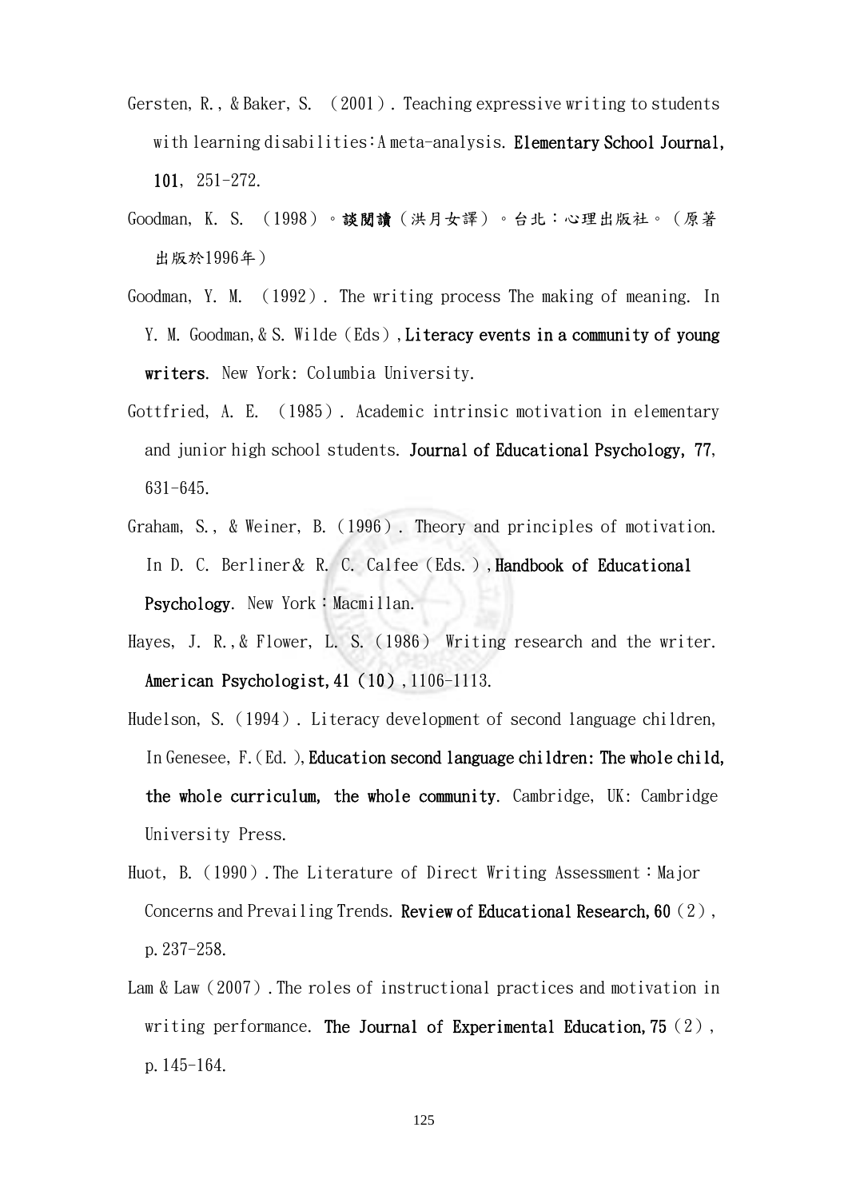Gersten, R., & Baker, S. （2001）. Teaching expressive writing to students with learning disabilities:A meta-analysis. **Elementary School Journal, 101**, 251-272.

Goodman, K. S. （1998）。**談閱讀**（洪月女譯）。台北：心理出版社。（原著出版於1996年）

Goodman, Y. M. （1992）. The writing process The making of meaning. In Y. M. Goodman, & S. Wilde（Eds）, **Literacy events in a community of young writers**. New York: Columbia University.

Gottfried, A. E. （1985）. Academic intrinsic motivation in elementary and junior high school students. **Journal of Educational Psychology, 77**, 631-645.

Graham, S., & Weiner, B.（1996）. Theory and principles of motivation. In D. C. Berliner & R. C. Calfee（Eds.）, **Handbook of Educational Psychology**. New York：Macmillan.

Hayes, J. R., & Flower, L. S.（1986） Writing research and the writer. **American Psychologist, 41（10）**, 1106-1113.

Hudelson, S.（1994）. Literacy development of second language children, In Genesee, F.（Ed.）, **Education second language children: The whole child, the whole curriculum, the whole community**. Cambridge, UK: Cambridge University Press.

Huot, B.（1990）. The Literature of Direct Writing Assessment：Major Concerns and Prevailing Trends. **Review of Educational Research, 60**（2）, p. 237-258.

Lam & Law（2007）. The roles of instructional practices and motivation in writing performance. **The Journal of Experimental Education, 75**（2）, p. 145-164.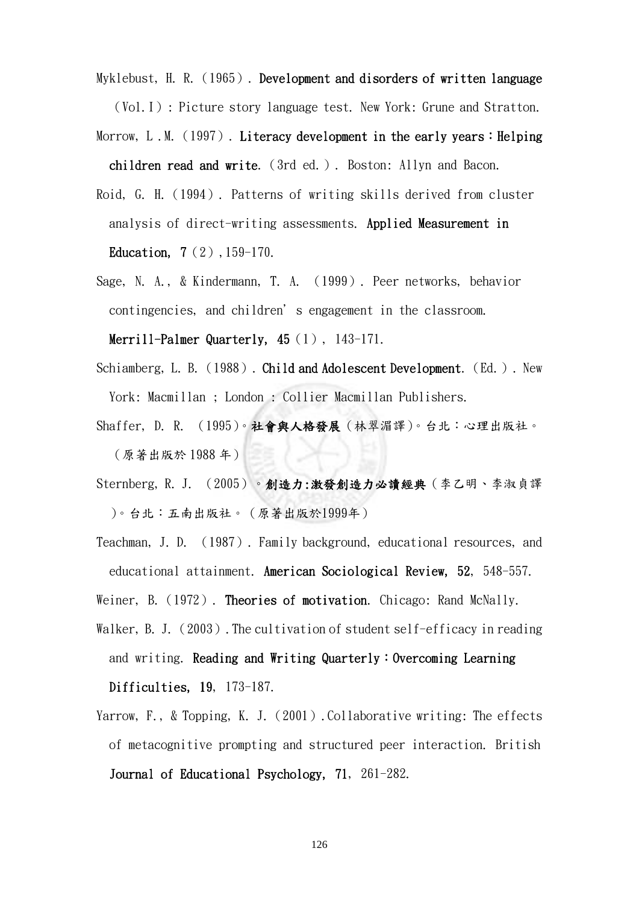Myklebust, H. R. (1965). **Development and disorders of written language** (Vol. I): Picture story language test. New York: Grune and Stratton.

Morrow, L .M. (1997). **Literacy development in the early years：Helping children read and write**. (3rd ed.). Boston: Allyn and Bacon.

Roid, G. H. (1994). Patterns of writing skills derived from cluster analysis of direct-writing assessments. **Applied Measurement in Education, 7**(2),159-170.

Sage, N. A., & Kindermann, T. A. (1999). Peer networks, behavior contingencies, and children' s engagement in the classroom. **Merrill-Palmer Quarterly, 45**(1), 143-171.

Schiamberg, L. B. (1988). **Child and Adolescent Development**. (Ed.). New York: Macmillan ; London : Collier Macmillan Publishers.

Shaffer, D. R. (1995)。**社會與人格發展**(林翠湄譯)。台北：心理出版社。(原著出版於 1988 年)

Sternberg, R. J. (2005)。**創造力:激發創造力必讀經典**(李乙明、李淑貞譯)。台北：五南出版社。(原著出版於1999年)

Teachman, J. D. (1987). Family background, educational resources, and educational attainment. **American Sociological Review, 52**, 548-557.

Weiner, B. (1972). **Theories of motivation**. Chicago: Rand McNally.

Walker, B. J. (2003). The cultivation of student self-efficacy in reading and writing. **Reading and Writing Quarterly：Overcoming Learning Difficulties, 19**, 173-187.

Yarrow, F., & Topping, K. J. (2001). Collaborative writing: The effects of metacognitive prompting and structured peer interaction. British **Journal of Educational Psychology, 71**, 261-282.